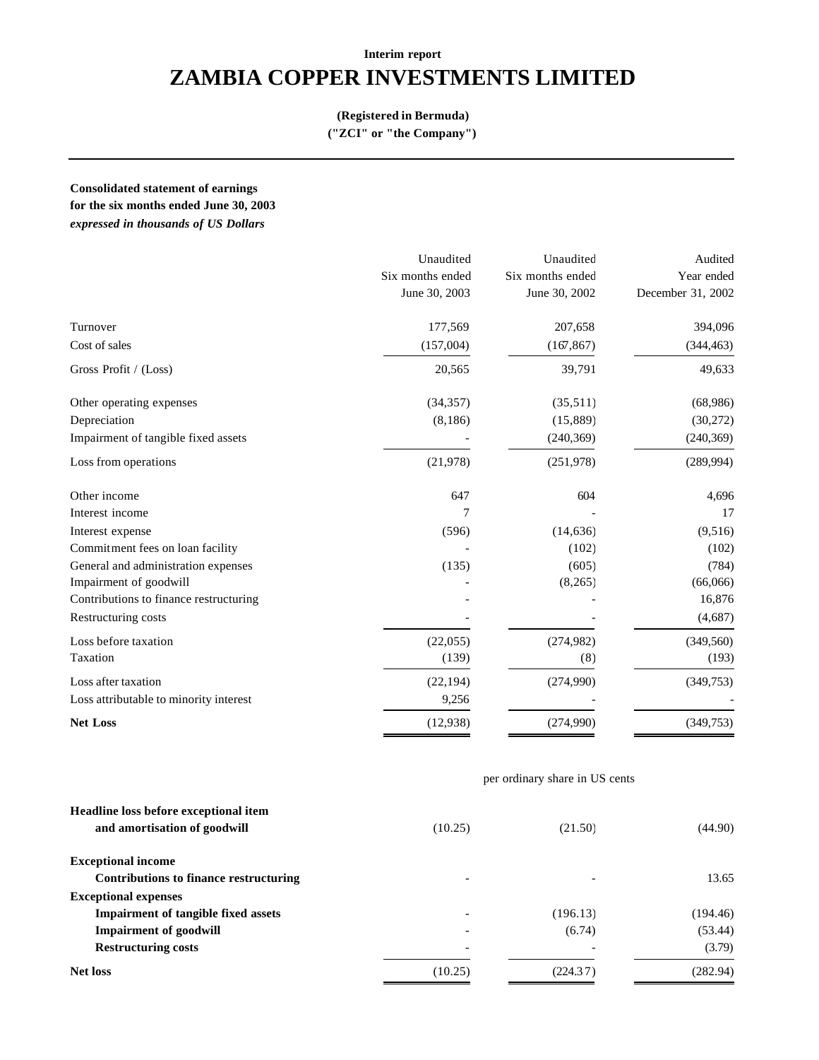**Interim report**

# ZAMBIA COPPER INVESTMENTS LIMITED

**(Registered in Bermuda)**
**("ZCI" or "the Company")**

---

**Consolidated statement of earnings**
**for the six months ended June 30, 2003**
***expressed in thousands of US Dollars***

| | Unaudited Six months ended June 30, 2003 | Unaudited Six months ended June 30, 2002 | Audited Year ended December 31, 2002 |
|---|---|---|---|
| Turnover | 177,569 | 207,658 | 394,096 |
| Cost of sales | (157,004) | (167,867) | (344,463) |
| Gross Profit / (Loss) | 20,565 | 39,791 | 49,633 |
| Other operating expenses | (34,357) | (35,511) | (68,986) |
| Depreciation | (8,186) | (15,889) | (30,272) |
| Impairment of tangible fixed assets | - | (240,369) | (240,369) |
| Loss from operations | (21,978) | (251,978) | (289,994) |
| Other income | 647 | 604 | 4,696 |
| Interest income | 7 | - | 17 |
| Interest expense | (596) | (14,636) | (9,516) |
| Commitment fees on loan facility | - | (102) | (102) |
| General and administration expenses | (135) | (605) | (784) |
| Impairment of goodwill | - | (8,265) | (66,066) |
| Contributions to finance restructuring | - | - | 16,876 |
| Restructuring costs | - | - | (4,687) |
| Loss before taxation | (22,055) | (274,982) | (349,560) |
| Taxation | (139) | (8) | (193) |
| Loss after taxation | (22,194) | (274,990) | (349,753) |
| Loss attributable to minority interest | 9,256 | - | - |
| **Net Loss** | (12,938) | (274,990) | (349,753) |

| | per ordinary share in US cents | | |
|---|---|---|---|
| **Headline loss before exceptional item and amortisation of goodwill** | (10.25) | (21.50) | (44.90) |
| **Exceptional income** | | | |
| **Contributions to finance restructuring** | - | - | 13.65 |
| **Exceptional expenses** | | | |
| **Impairment of tangible fixed assets** | - | (196.13) | (194.46) |
| **Impairment of goodwill** | - | (6.74) | (53.44) |
| **Restructuring costs** | - | - | (3.79) |
| **Net loss** | (10.25) | (224.37) | (282.94) |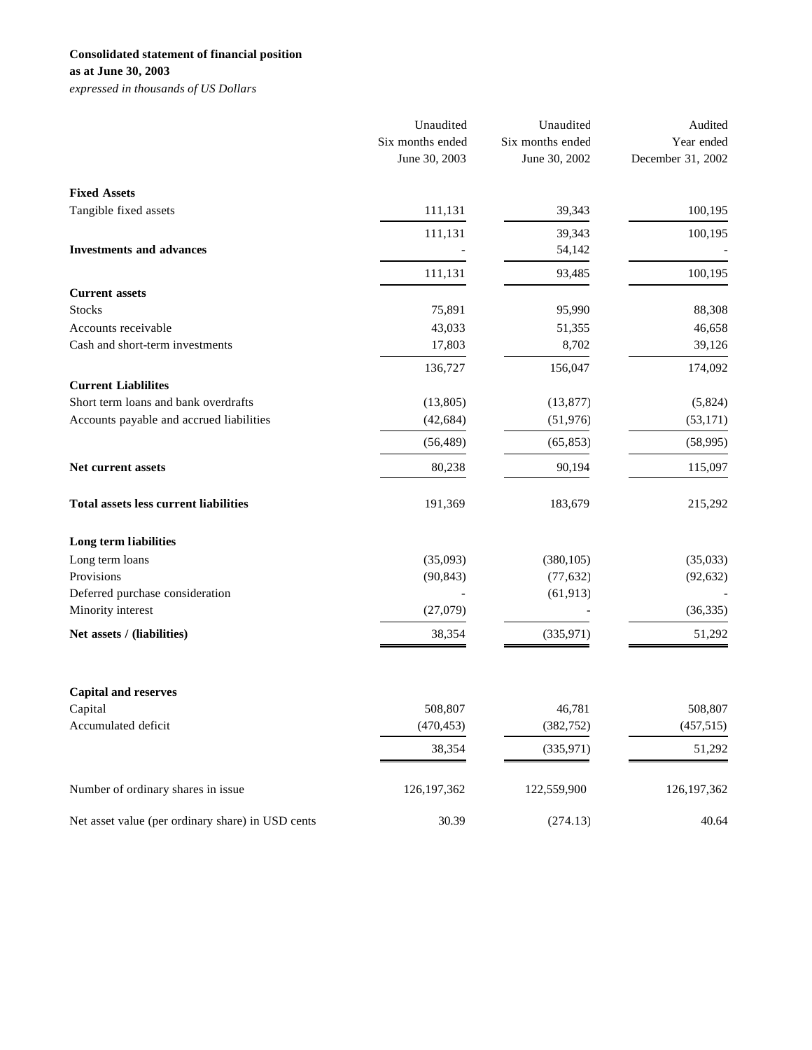**Consolidated statement of financial position**

**as at June 30, 2003**

*expressed in thousands of US Dollars*

| | Unaudited<br>Six months ended<br>June 30, 2003 | Unaudited<br>Six months ended<br>June 30, 2002 | Audited<br>Year ended<br>December 31, 2002 |
|---|---|---|---|
| **Fixed Assets** | | | |
| Tangible fixed assets | 111,131 | 39,343 | 100,195 |
| | 111,131 | 39,343 | 100,195 |
| **Investments and advances** | - | 54,142 | - |
| | 111,131 | 93,485 | 100,195 |
| **Current assets** | | | |
| Stocks | 75,891 | 95,990 | 88,308 |
| Accounts receivable | 43,033 | 51,355 | 46,658 |
| Cash and short-term investments | 17,803 | 8,702 | 39,126 |
| | 136,727 | 156,047 | 174,092 |
| **Current Liablilites** | | | |
| Short term loans and bank overdrafts | (13,805) | (13,877) | (5,824) |
| Accounts payable and accrued liabilities | (42,684) | (51,976) | (53,171) |
| | (56,489) | (65,853) | (58,995) |
| **Net current assets** | 80,238 | 90,194 | 115,097 |
| **Total assets less current liabilities** | 191,369 | 183,679 | 215,292 |
| **Long term liabilities** | | | |
| Long term loans | (35,093) | (380,105) | (35,033) |
| Provisions | (90,843) | (77,632) | (92,632) |
| Deferred purchase consideration | - | (61,913) | - |
| Minority interest | (27,079) | - | (36,335) |
| **Net assets / (liabilities)** | 38,354 | (335,971) | 51,292 |
| **Capital and reserves** | | | |
| Capital | 508,807 | 46,781 | 508,807 |
| Accumulated deficit | (470,453) | (382,752) | (457,515) |
| | 38,354 | (335,971) | 51,292 |
| Number of ordinary shares in issue | 126,197,362 | 122,559,900 | 126,197,362 |
| Net asset value (per ordinary share) in USD cents | 30.39 | (274.13) | 40.64 |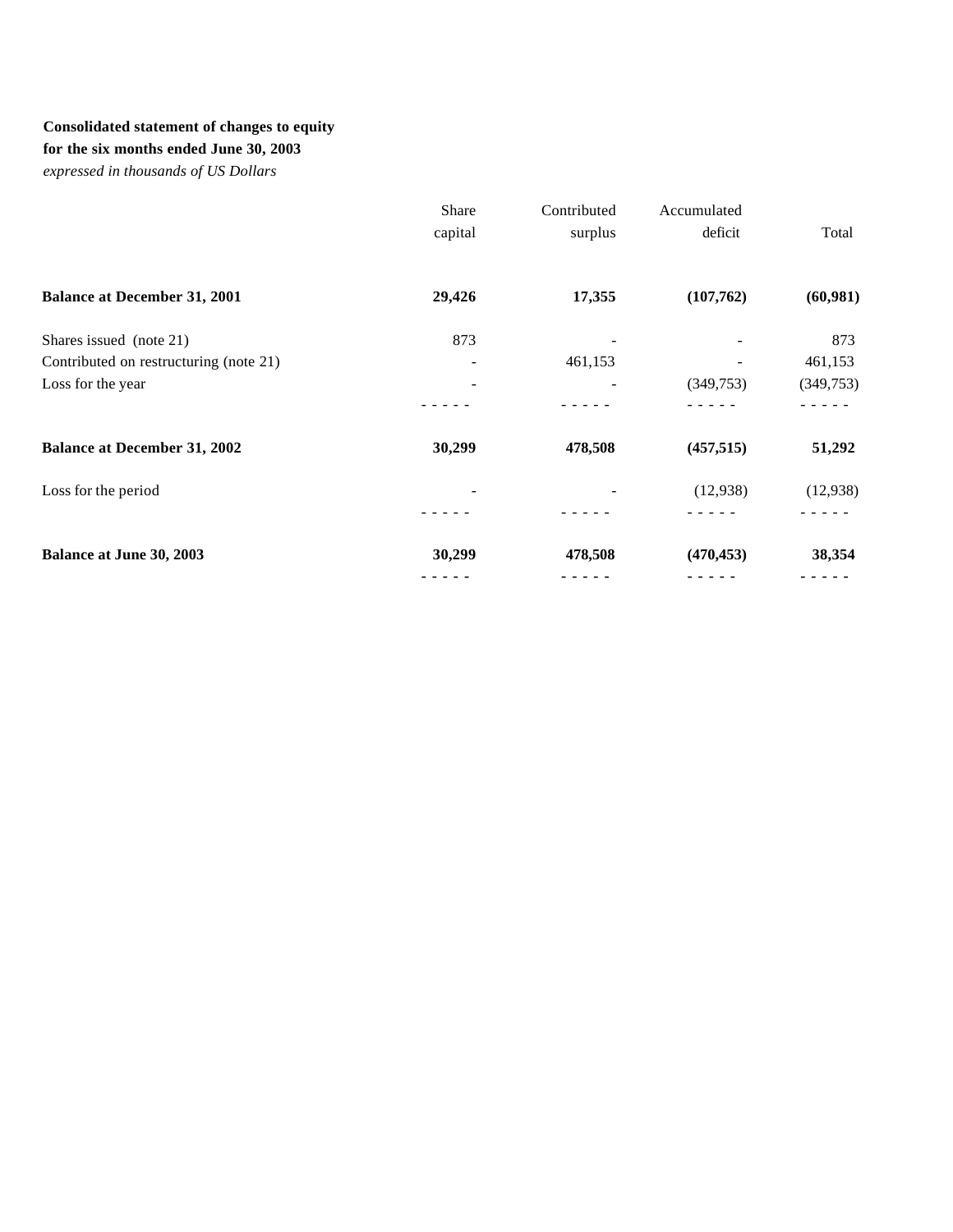**Consolidated statement of changes to equity**
**for the six months ended June 30, 2003**
*expressed in thousands of US Dollars*

| | Share capital | Contributed surplus | Accumulated deficit | Total |
|---|---|---|---|---|
| **Balance at December 31, 2001** | **29,426** | **17,355** | **(107,762)** | **(60,981)** |
| Shares issued (note 21) | 873 | - | - | 873 |
| Contributed on restructuring (note 21) | - | 461,153 | - | 461,153 |
| Loss for the year | - | - | (349,753) | (349,753) |
| **Balance at December 31, 2002** | **30,299** | **478,508** | **(457,515)** | **51,292** |
| Loss for the period | - | - | (12,938) | (12,938) |
| **Balance at June 30, 2003** | **30,299** | **478,508** | **(470,453)** | **38,354** |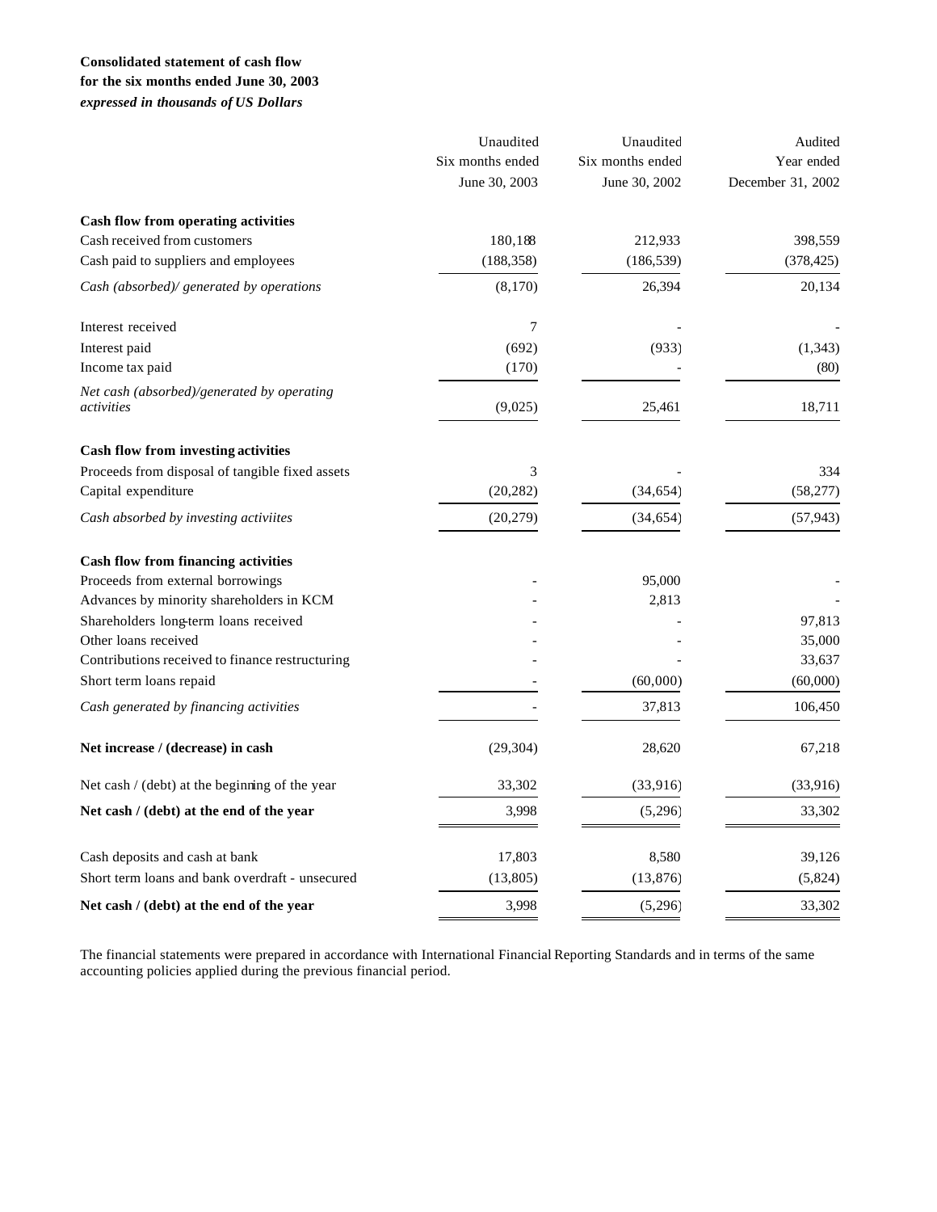**Consolidated statement of cash flow**
**for the six months ended June 30, 2003**
***expressed in thousands of US Dollars***

| | Unaudited Six months ended June 30, 2003 | Unaudited Six months ended June 30, 2002 | Audited Year ended December 31, 2002 |
|---|---|---|---|
| **Cash flow from operating activities** | | | |
| Cash received from customers | 180,188 | 212,933 | 398,559 |
| Cash paid to suppliers and employees | (188,358) | (186,539) | (378,425) |
| *Cash (absorbed)/ generated by operations* | (8,170) | 26,394 | 20,134 |
| Interest received | 7 | - | - |
| Interest paid | (692) | (933) | (1,343) |
| Income tax paid | (170) | - | (80) |
| *Net cash (absorbed)/generated by operating activities* | (9,025) | 25,461 | 18,711 |
| **Cash flow from investing activities** | | | |
| Proceeds from disposal of tangible fixed assets | 3 | - | 334 |
| Capital expenditure | (20,282) | (34,654) | (58,277) |
| *Cash absorbed by investing activiites* | (20,279) | (34,654) | (57,943) |
| **Cash flow from financing activities** | | | |
| Proceeds from external borrowings | - | 95,000 | - |
| Advances by minority shareholders in KCM | - | 2,813 | - |
| Shareholders long-term loans received | - | - | 97,813 |
| Other loans received | - | - | 35,000 |
| Contributions received to finance restructuring | - | - | 33,637 |
| Short term loans repaid | - | (60,000) | (60,000) |
| *Cash generated by financing activities* | - | 37,813 | 106,450 |
| **Net increase / (decrease) in cash** | (29,304) | 28,620 | 67,218 |
| Net cash / (debt) at the beginning of the year | 33,302 | (33,916) | (33,916) |
| **Net cash / (debt) at the end of the year** | 3,998 | (5,296) | 33,302 |
| Cash deposits and cash at bank | 17,803 | 8,580 | 39,126 |
| Short term loans and bank overdraft - unsecured | (13,805) | (13,876) | (5,824) |
| **Net cash / (debt) at the end of the year** | 3,998 | (5,296) | 33,302 |

The financial statements were prepared in accordance with International Financial Reporting Standards and in terms of the same accounting policies applied during the previous financial period.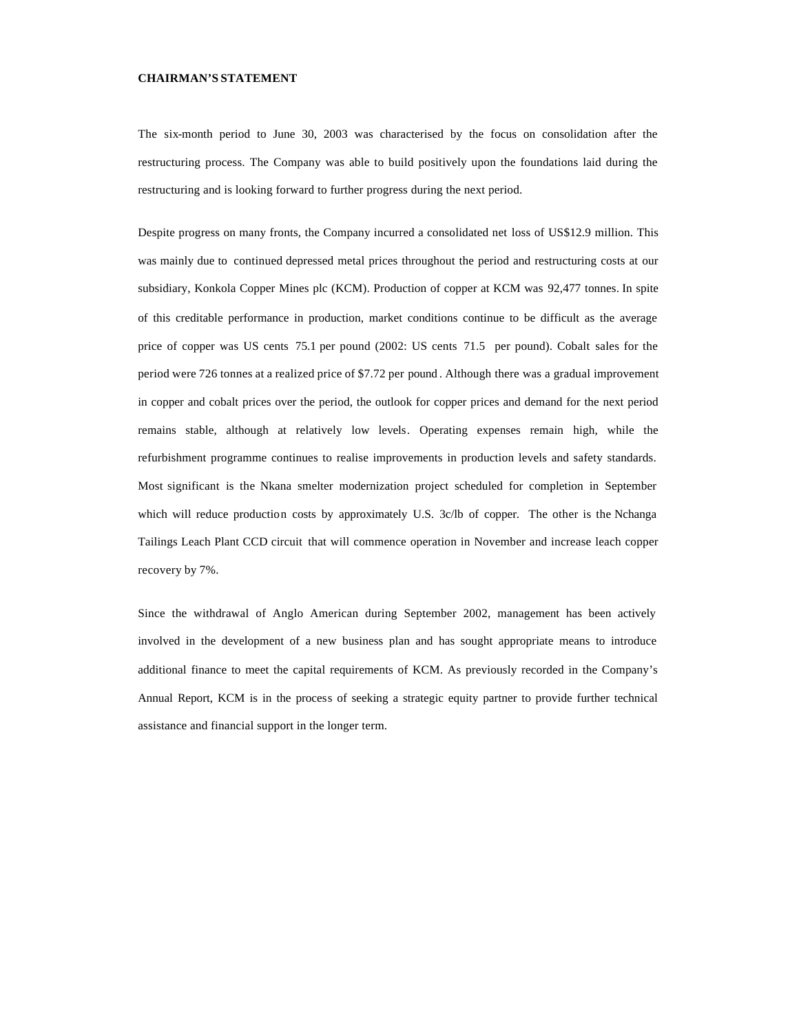**CHAIRMAN'S STATEMENT**

The six-month period to June 30, 2003 was characterised by the focus on consolidation after the restructuring process. The Company was able to build positively upon the foundations laid during the restructuring and is looking forward to further progress during the next period.

Despite progress on many fronts, the Company incurred a consolidated net loss of US$12.9 million. This was mainly due to continued depressed metal prices throughout the period and restructuring costs at our subsidiary, Konkola Copper Mines plc (KCM). Production of copper at KCM was 92,477 tonnes. In spite of this creditable performance in production, market conditions continue to be difficult as the average price of copper was US cents 75.1 per pound (2002: US cents 71.5 per pound). Cobalt sales for the period were 726 tonnes at a realized price of $7.72 per pound. Although there was a gradual improvement in copper and cobalt prices over the period, the outlook for copper prices and demand for the next period remains stable, although at relatively low levels. Operating expenses remain high, while the refurbishment programme continues to realise improvements in production levels and safety standards. Most significant is the Nkana smelter modernization project scheduled for completion in September which will reduce production costs by approximately U.S. 3c/lb of copper. The other is the Nchanga Tailings Leach Plant CCD circuit that will commence operation in November and increase leach copper recovery by 7%.

Since the withdrawal of Anglo American during September 2002, management has been actively involved in the development of a new business plan and has sought appropriate means to introduce additional finance to meet the capital requirements of KCM. As previously recorded in the Company's Annual Report, KCM is in the process of seeking a strategic equity partner to provide further technical assistance and financial support in the longer term.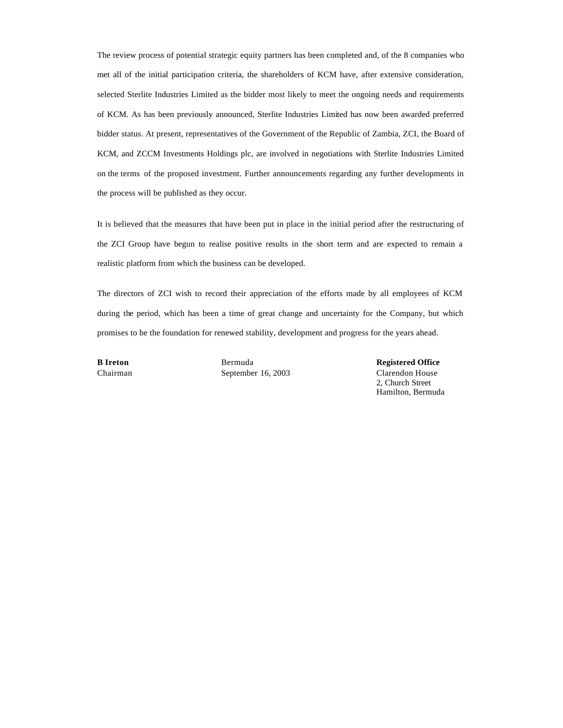The review process of potential strategic equity partners has been completed and, of the 8 companies who met all of the initial participation criteria, the shareholders of KCM have, after extensive consideration, selected Sterlite Industries Limited as the bidder most likely to meet the ongoing needs and requirements of KCM. As has been previously announced, Sterlite Industries Limited has now been awarded preferred bidder status. At present, representatives of the Government of the Republic of Zambia, ZCI, the Board of KCM, and ZCCM Investments Holdings plc, are involved in negotiations with Sterlite Industries Limited on the terms of the proposed investment. Further announcements regarding any further developments in the process will be published as they occur.

It is believed that the measures that have been put in place in the initial period after the restructuring of the ZCI Group have begun to realise positive results in the short term and are expected to remain a realistic platform from which the business can be developed.

The directors of ZCI wish to record their appreciation of the efforts made by all employees of KCM during the period, which has been a time of great change and uncertainty for the Company, but which promises to be the foundation for renewed stability, development and progress for the years ahead.

**B Ireton**
Chairman

Bermuda
September 16, 2003

**Registered Office**
Clarendon House
2, Church Street
Hamilton, Bermuda